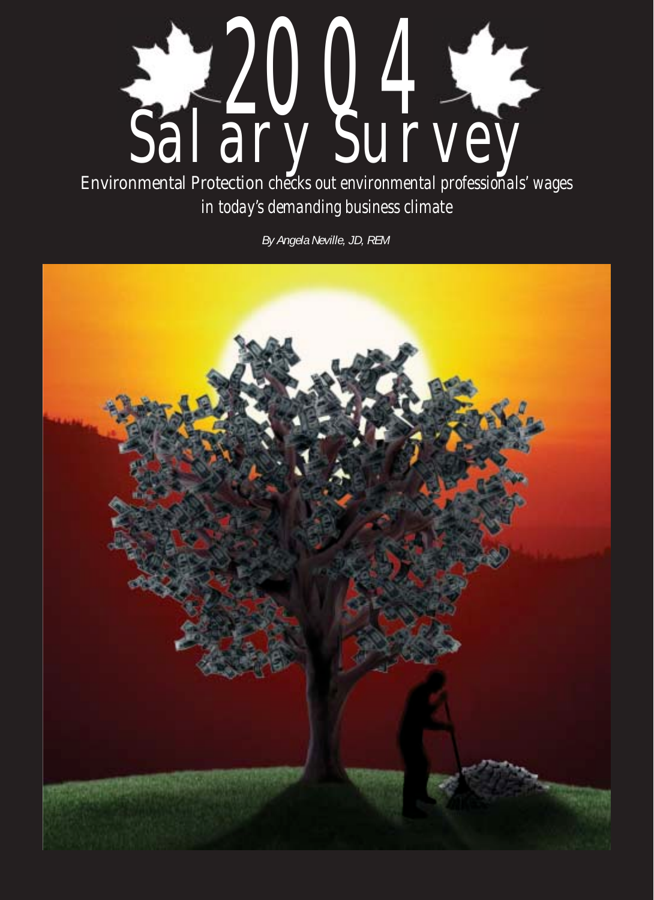# 2004 Salary Survey

Environmental Protection checks out environmental professionals' wages in today's demanding business climate

*By Angela Neville, JD, REM*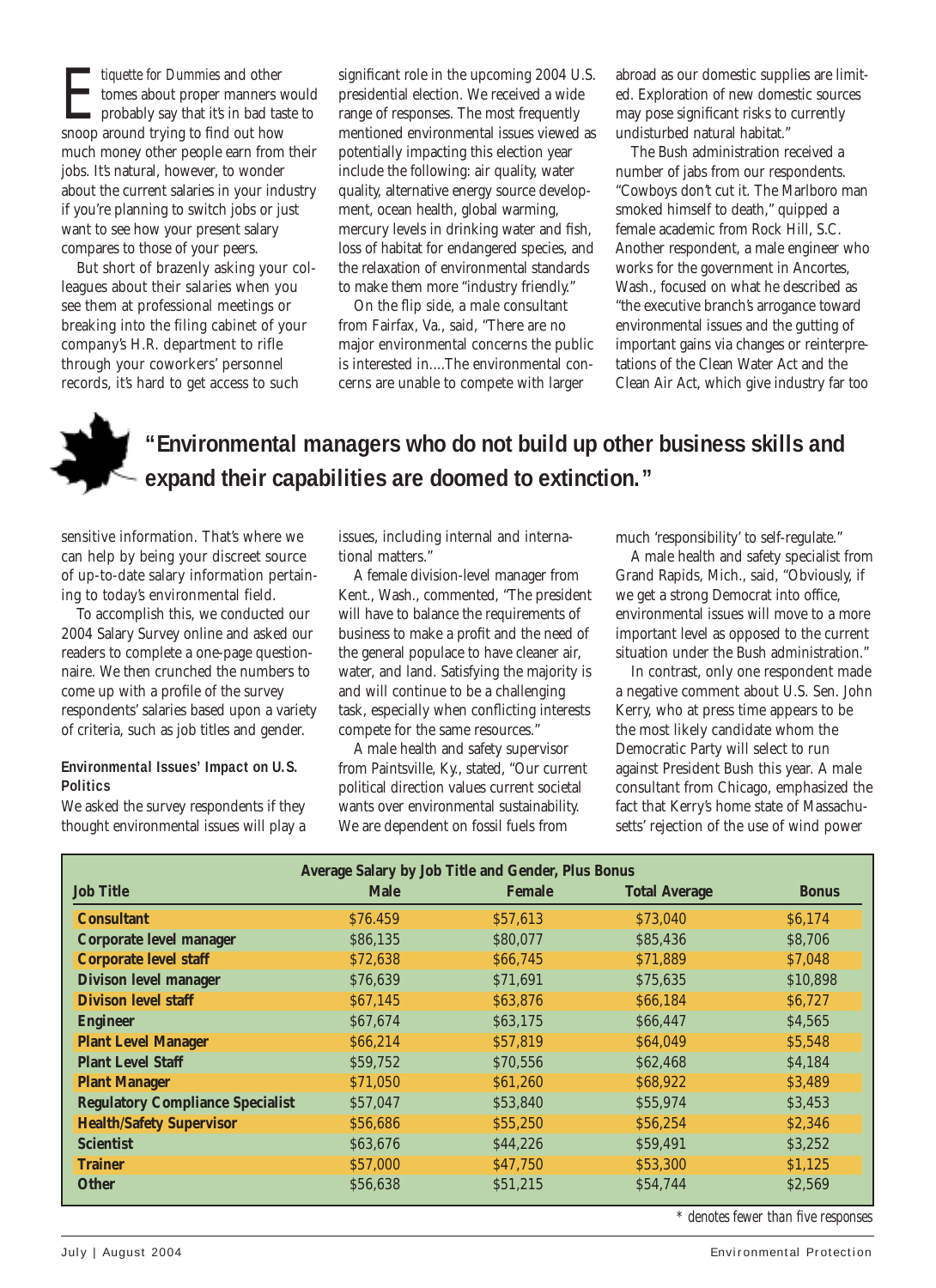*Etiquette for Dummies* and other tomes about proper manners would probably say that it's in bad taste to snoop around trying to find out how much money other people earn from their jobs. It's natural, however, to wonder about the current salaries in your industry if you're planning to switch jobs or just want to see how your present salary compares to those of your peers.

But short of brazenly asking your colleagues about their salaries when you see them at professional meetings or breaking into the filing cabinet of your company's H.R. department to rifle through your coworkers' personnel records, it's hard to get access to such sensitive information. That's where we can help by being your discreet source of up-to-date salary information pertaining to today's environmental field.

To accomplish this, we conducted our 2004 Salary Survey online and asked our readers to complete a one-page questionnaire. We then crunched the numbers to come up with a profile of the survey respondents' salaries based upon a variety of criteria, such as job titles and gender.

#### Environmental Issues' Impact on U.S. Politics

We asked the survey respondents if they thought environmental issues will play a significant role in the upcoming 2004 U.S. presidential election. We received a wide range of responses. The most frequently mentioned environmental issues viewed as potentially impacting this election year include the following: air quality, water quality, alternative energy source development, ocean health, global warming, mercury levels in drinking water and fish, loss of habitat for endangered species, and the relaxation of environmental standards to make them more "industry friendly."

On the flip side, a male consultant from Fairfax, Va., said, "There are no major environmental concerns the public is interested in....The environmental concerns are unable to compete with larger issues, including internal and international matters."

A female division-level manager from Kent., Wash., commented, "The president will have to balance the requirements of business to make a profit and the need of the general populace to have cleaner air, water, and land. Satisfying the majority is and will continue to be a challenging task, especially when conflicting interests compete for the same resources."

A male health and safety supervisor from Paintsville, Ky., stated, "Our current political direction values current societal wants over environmental sustainability. We are dependent on fossil fuels from abroad as our domestic supplies are limited. Exploration of new domestic sources may pose significant risks to currently undisturbed natural habitat."

The Bush administration received a number of jabs from our respondents. "Cowboys don't cut it. The Marlboro man smoked himself to death," quipped a female academic from Rock Hill, S.C. Another respondent, a male engineer who works for the government in Ancortes, Wash., focused on what he described as "the executive branch's arrogance toward environmental issues and the gutting of important gains via changes or reinterpretations of the Clean Water Act and the Clean Air Act, which give industry far too much 'responsibility' to self-regulate."

A male health and safety specialist from Grand Rapids, Mich., said, "Obviously, if we get a strong Democrat into office, environmental issues will move to a more important level as opposed to the current situation under the Bush administration."

In contrast, only one respondent made a negative comment about U.S. Sen. John Kerry, who at press time appears to be the most likely candidate whom the Democratic Party will select to run against President Bush this year. A male consultant from Chicago, emphasized the fact that Kerry's home state of Massachusetts' rejection of the use of wind power

**"Environmental managers who do not build up other business skills and expand their capabilities are doomed to extinction."**

**Average Salary by Job Title and Gender, Plus Bonus**

| Job Title | Male | Female | Total Average | Bonus |
|---|---|---|---|---|
| Consultant | $76.459 | $57,613 | $73,040 | $6,174 |
| Corporate level manager | $86,135 | $80,077 | $85,436 | $8,706 |
| Corporate level staff | $72,638 | $66,745 | $71,889 | $7,048 |
| Divison level manager | $76,639 | $71,691 | $75,635 | $10,898 |
| Divison level staff | $67,145 | $63,876 | $66,184 | $6,727 |
| Engineer | $67,674 | $63,175 | $66,447 | $4,565 |
| Plant Level Manager | $66,214 | $57,819 | $64,049 | $5,548 |
| Plant Level Staff | $59,752 | $70,556 | $62,468 | $4,184 |
| Plant Manager | $71,050 | $61,260 | $68,922 | $3,489 |
| Regulatory Compliance Specialist | $57,047 | $53,840 | $55,974 | $3,453 |
| Health/Safety Supervisor | $56,686 | $55,250 | $56,254 | $2,346 |
| Scientist | $63,676 | $44,226 | $59,491 | $3,252 |
| Trainer | $57,000 | $47,750 | $53,300 | $1,125 |
| Other | $56,638 | $51,215 | $54,744 | $2,569 |

*\* denotes fewer than five responses*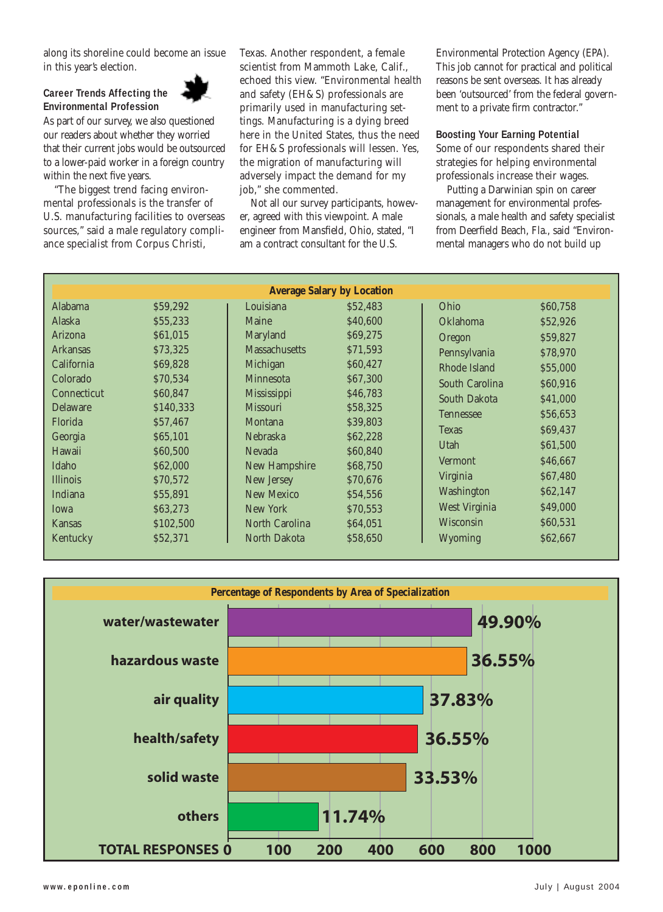along its shoreline could become an issue in this year's election.

### Career Trends Affecting the Environmental Profession

As part of our survey, we also questioned our readers about whether they worried that their current jobs would be outsourced to a lower-paid worker in a foreign country within the next five years.

"The biggest trend facing environmental professionals is the transfer of U.S. manufacturing facilities to overseas sources," said a male regulatory compliance specialist from Corpus Christi, Texas. Another respondent, a female scientist from Mammoth Lake, Calif., echoed this view. "Environmental health and safety (EH&S) professionals are primarily used in manufacturing settings. Manufacturing is a dying breed here in the United States, thus the need for EH&S professionals will lessen. Yes, the migration of manufacturing will adversely impact the demand for my job," she commented.

Not all our survey participants, however, agreed with this viewpoint. A male engineer from Mansfield, Ohio, stated, "I am a contract consultant for the U.S. Environmental Protection Agency (EPA). This job cannot for practical and political reasons be sent overseas. It has already been 'outsourced' from the federal government to a private firm contractor."

### Boosting Your Earning Potential

Some of our respondents shared their strategies for helping environmental professionals increase their wages.

Putting a Darwinian spin on career management for environmental professionals, a male health and safety specialist from Deerfield Beach, Fla., said "Environmental managers who do not build up

**Average Salary by Location**

| State | Salary | State | Salary | State | Salary |
|---|---|---|---|---|---|
| Alabama | $59,292 | Louisiana | $52,483 | Ohio | $60,758 |
| Alaska | $55,233 | Maine | $40,600 | Oklahoma | $52,926 |
| Arizona | $61,015 | Maryland | $69,275 | Oregon | $59,827 |
| Arkansas | $73,325 | Massachusetts | $71,593 | Pennsylvania | $78,970 |
| California | $69,828 | Michigan | $60,427 | Rhode Island | $55,000 |
| Colorado | $70,534 | Minnesota | $67,300 | South Carolina | $60,916 |
| Connecticut | $60,847 | Mississippi | $46,783 | South Dakota | $41,000 |
| Delaware | $140,333 | Missouri | $58,325 | Tennessee | $56,653 |
| Florida | $57,467 | Montana | $39,803 | Texas | $69,437 |
| Georgia | $65,101 | Nebraska | $62,228 | Utah | $61,500 |
| Hawaii | $60,500 | Nevada | $60,840 | Vermont | $46,667 |
| Idaho | $62,000 | New Hampshire | $68,750 | Virginia | $67,480 |
| Illinois | $70,572 | New Jersey | $70,676 | Washington | $62,147 |
| Indiana | $55,891 | New Mexico | $54,556 | West Virginia | $49,000 |
| Iowa | $63,273 | New York | $70,553 | Wisconsin | $60,531 |
| Kansas | $102,500 | North Carolina | $64,051 | Wyoming | $62,667 |
| Kentucky | $52,371 | North Dakota | $58,650 | | |

**Percentage of Respondents by Area of Specialization**

| Area of Specialization | Percentage |
|---|---|
| water/wastewater | 49.90% |
| hazardous waste | 36.55% |
| air quality | 37.83% |
| health/safety | 36.55% |
| solid waste | 33.53% |
| others | 11.74% |

TOTAL RESPONSES 0 100 200 400 600 800 1000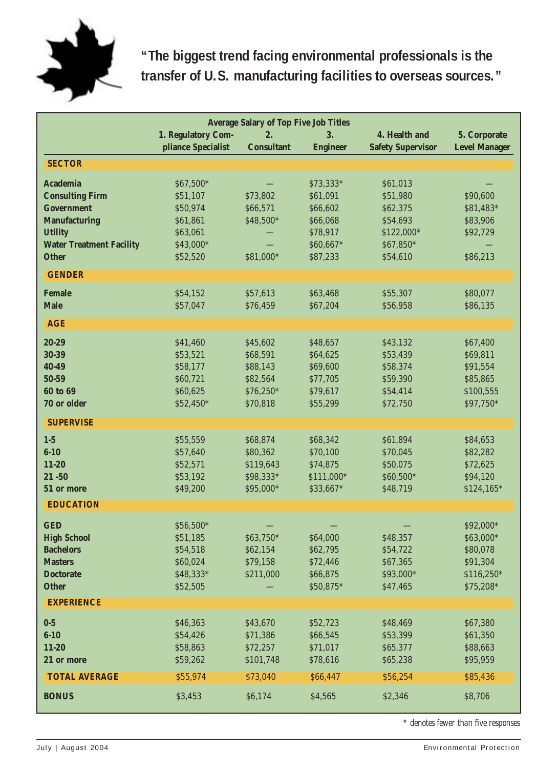**"The biggest trend facing environmental professionals is the transfer of U.S. manufacturing facilities to overseas sources."**

| Average Salary of Top Five Job Titles | 1. Regulatory Compliance Specialist | 2. Consultant | 3. Engineer | 4. Health and Safety Supervisor | 5. Corporate Level Manager |
|---|---|---|---|---|---|
| **SECTOR** | | | | | |
| Academia | $67,500* | — | $73,333* | $61,013 | — |
| Consulting Firm | $51,107 | $73,802 | $61,091 | $51,980 | $90,600 |
| Government | $50,974 | $66,571 | $66,602 | $62,375 | $81,483* |
| Manufacturing | $61,861 | $48,500* | $66,068 | $54,693 | $83,906 |
| Utility | $63,061 | — | $78,917 | $122,000* | $92,729 |
| Water Treatment Facility | $43,000* | — | $60,667* | $67,850* | — |
| Other | $52,520 | $81,000* | $87,233 | $54,610 | $86,213 |
| **GENDER** | | | | | |
| Female | $54,152 | $57,613 | $63,468 | $55,307 | $80,077 |
| Male | $57,047 | $76,459 | $67,204 | $56,958 | $86,135 |
| **AGE** | | | | | |
| 20-29 | $41,460 | $45,602 | $48,657 | $43,132 | $67,400 |
| 30-39 | $53,521 | $68,591 | $64,625 | $53,439 | $69,811 |
| 40-49 | $58,177 | $88,143 | $69,600 | $58,374 | $91,554 |
| 50-59 | $60,721 | $82,564 | $77,705 | $59,390 | $85,865 |
| 60 to 69 | $60,625 | $76,250* | $79,617 | $54,414 | $100,555 |
| 70 or older | $52,450* | $70,818 | $55,299 | $72,750 | $97,750* |
| **SUPERVISE** | | | | | |
| 1-5 | $55,559 | $68,874 | $68,342 | $61,894 | $84,653 |
| 6-10 | $57,640 | $80,362 | $70,100 | $70,045 | $82,282 |
| 11-20 | $52,571 | $119,643 | $74,875 | $50,075 | $72,625 |
| 21 -50 | $53,192 | $98,333* | $111,000* | $60,500* | $94,120 |
| 51 or more | $49,200 | $95,000* | $33,667* | $48,719 | $124,165* |
| **EDUCATION** | | | | | |
| GED | $56,500* | — | — | — | $92,000* |
| High School | $51,185 | $63,750* | $64,000 | $48,357 | $63,000* |
| Bachelors | $54,518 | $62,154 | $62,795 | $54,722 | $80,078 |
| Masters | $60,024 | $79,158 | $72,446 | $67,365 | $91,304 |
| Doctorate | $48,333* | $211,000 | $66,875 | $93,000* | $116,250* |
| Other | $52,505 | — | $50,875* | $47,465 | $75,208* |
| **EXPERIENCE** | | | | | |
| 0-5 | $46,363 | $43,670 | $52,723 | $48,469 | $67,380 |
| 6-10 | $54,426 | $71,386 | $66,545 | $53,399 | $61,350 |
| 11-20 | $58,863 | $72,257 | $71,017 | $65,377 | $88,663 |
| 21 or more | $59,262 | $101,748 | $78,616 | $65,238 | $95,959 |
| **TOTAL AVERAGE** | $55,974 | $73,040 | $66,447 | $56,254 | $85,436 |
| **BONUS** | $3,453 | $6,174 | $4,565 | $2,346 | $8,706 |

*\* denotes fewer than five responses*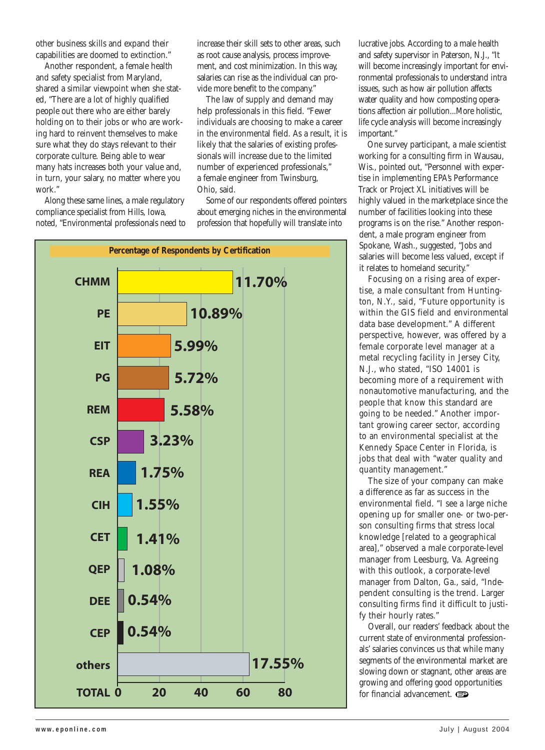other business skills and expand their capabilities are doomed to extinction."

Another respondent, a female health and safety specialist from Maryland, shared a similar viewpoint when she stated, "There are a lot of highly qualified people out there who are either barely holding on to their jobs or who are working hard to reinvent themselves to make sure what they do stays relevant to their corporate culture. Being able to wear many hats increases both your value and, in turn, your salary, no matter where you work."

Along these same lines, a male regulatory compliance specialist from Hills, Iowa, noted, "Environmental professionals need to increase their skill sets to other areas, such as root cause analysis, process improvement, and cost minimization. In this way, salaries can rise as the individual can provide more benefit to the company."

The law of supply and demand may help professionals in this field. "Fewer individuals are choosing to make a career in the environmental field. As a result, it is likely that the salaries of existing professionals will increase due to the limited number of experienced professionals," a female engineer from Twinsburg, Ohio, said.

Some of our respondents offered pointers about emerging niches in the environmental profession that hopefully will translate into lucrative jobs. According to a male health and safety supervisor in Paterson, N.J., "It will become increasingly important for environmental professionals to understand intra issues, such as how air pollution affects water quality and how composting operations affection air pollution...More holistic, life cycle analysis will become increasingly important."

One survey participant, a male scientist working for a consulting firm in Wausau, Wis., pointed out, "Personnel with expertise in implementing EPA's Performance Track or Project XL initiatives will be highly valued in the marketplace since the number of facilities looking into these programs is on the rise." Another respondent, a male program engineer from Spokane, Wash., suggested, "Jobs and salaries will become less valued, except if it relates to homeland security."

Focusing on a rising area of expertise, a male consultant from Huntington, N.Y., said, "Future opportunity is within the GIS field and environmental data base development." A different perspective, however, was offered by a female corporate level manager at a metal recycling facility in Jersey City, N.J., who stated, "ISO 14001 is becoming more of a requirement with nonautomotive manufacturing, and the people that know this standard are going to be needed." Another important growing career sector, according to an environmental specialist at the Kennedy Space Center in Florida, is jobs that deal with "water quality and quantity management."

The size of your company can make a difference as far as success in the environmental field. "I see a large niche opening up for smaller one- or two-person consulting firms that stress local knowledge [related to a geographical area]," observed a male corporate-level manager from Leesburg, Va. Agreeing with this outlook, a corporate-level manager from Dalton, Ga., said, "Independent consulting is the trend. Larger consulting firms find it difficult to justify their hourly rates."

Overall, our readers' feedback about the current state of environmental professionals' salaries convinces us that while many segments of the environmental market are slowing down or stagnant, other areas are growing and offering good opportunities for financial advancement.

**Percentage of Respondents by Certification**

| Certification | Percentage |
|---|---|
| CHMM | 11.70% |
| PE | 10.89% |
| EIT | 5.99% |
| PG | 5.72% |
| REM | 5.58% |
| CSP | 3.23% |
| REA | 1.75% |
| CIH | 1.55% |
| CET | 1.41% |
| QEP | 1.08% |
| DEE | 0.54% |
| CEP | 0.54% |
| others | 17.55% |

TOTAL 0 20 40 60 80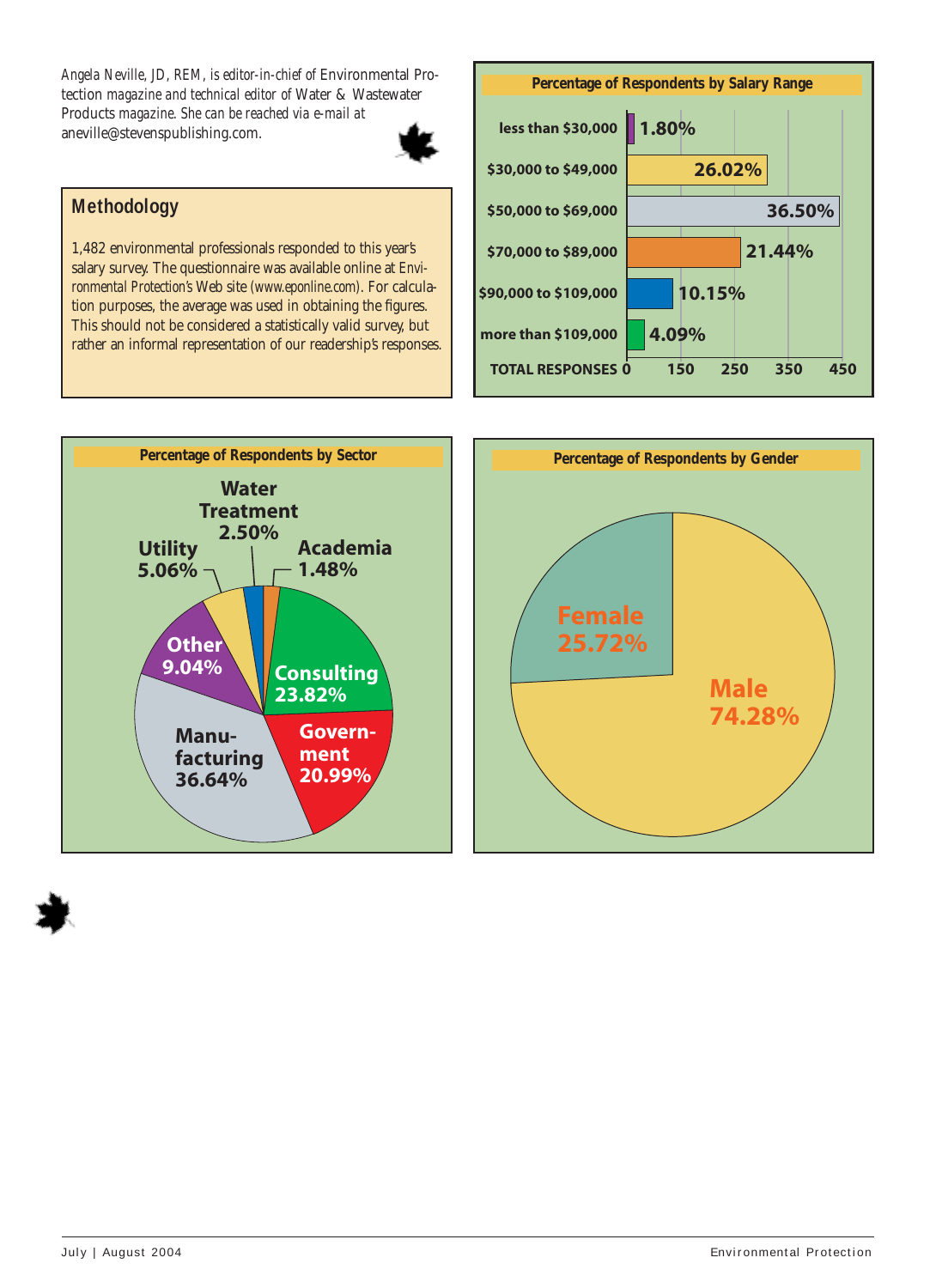*Angela Neville, JD, REM, is editor-in-chief of Environmental Protection magazine and technical editor of Water & Wastewater Products magazine. She can be reached via e-mail at* aneville@stevenspublishing.com.

## Methodology

1,482 environmental professionals responded to this year's salary survey. The questionnaire was available online at Environmental Protection's Web site (www.eponline.com). For calculation purposes, the average was used in obtaining the figures. This should not be considered a statistically valid survey, but rather an informal representation of our readership's responses.

**Percentage of Respondents by Salary Range**

less than $30,000 1.80%
$30,000 to $49,000 26.02%
$50,000 to $69,000 36.50%
$70,000 to $89,000 21.44%
$90,000 to $109,000 10.15%
more than $109,000 4.09%
TOTAL RESPONSES 0 150 250 350 450

**Percentage of Respondents by Sector**

Water Treatment 2.50%
Academia 1.48%
Utility 5.06%
Other 9.04%
Consulting 23.82%
Manufacturing 36.64%
Government 20.99%

**Percentage of Respondents by Gender**

Female 25.72%
Male 74.28%